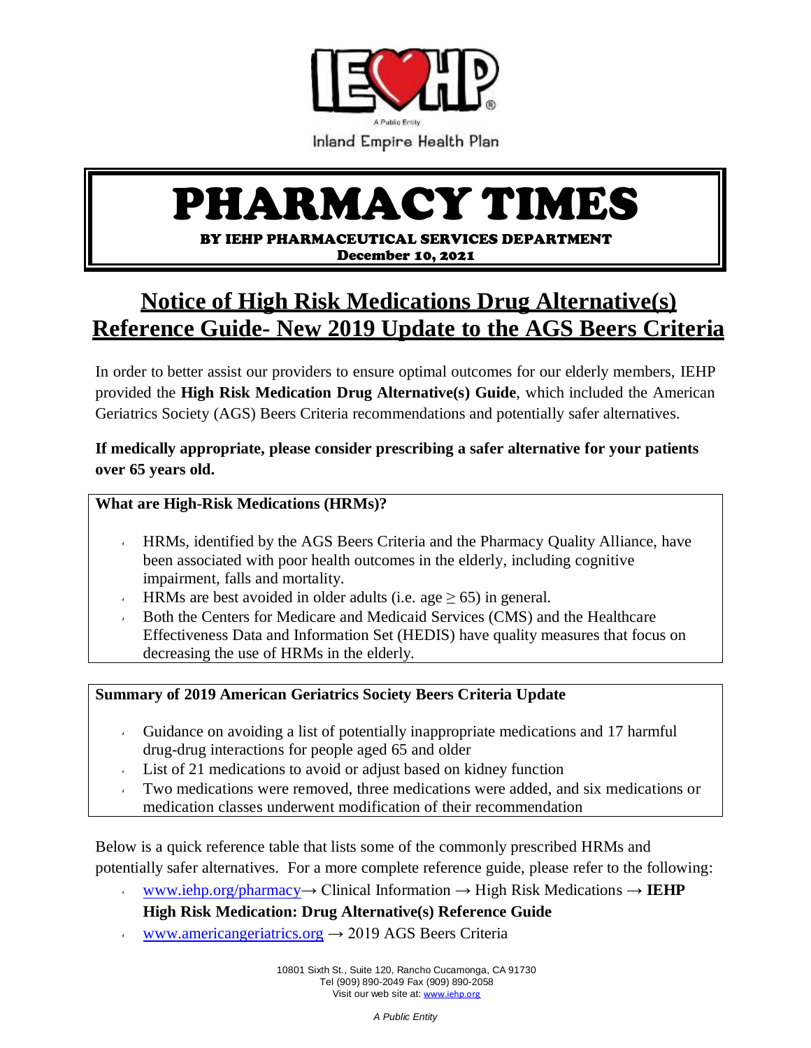Inland Empire Health Plan

# PHARMACY TIMES

**BY IEHP PHARMACEUTICAL SERVICES DEPARTMENT**
**December 10, 2021**

## Notice of High Risk Medications Drug Alternative(s) Reference Guide- New 2019 Update to the AGS Beers Criteria

In order to better assist our providers to ensure optimal outcomes for our elderly members, IEHP provided the **High Risk Medication Drug Alternative(s) Guide**, which included the American Geriatrics Society (AGS) Beers Criteria recommendations and potentially safer alternatives.

**If medically appropriate, please consider prescribing a safer alternative for your patients over 65 years old.**

**What are High-Risk Medications (HRMs)?**

- HRMs, identified by the AGS Beers Criteria and the Pharmacy Quality Alliance, have been associated with poor health outcomes in the elderly, including cognitive impairment, falls and mortality.
- HRMs are best avoided in older adults (i.e. age $\geq$ 65) in general.
- Both the Centers for Medicare and Medicaid Services (CMS) and the Healthcare Effectiveness Data and Information Set (HEDIS) have quality measures that focus on decreasing the use of HRMs in the elderly.

**Summary of 2019 American Geriatrics Society Beers Criteria Update**

- Guidance on avoiding a list of potentially inappropriate medications and 17 harmful drug-drug interactions for people aged 65 and older
- List of 21 medications to avoid or adjust based on kidney function
- Two medications were removed, three medications were added, and six medications or medication classes underwent modification of their recommendation

Below is a quick reference table that lists some of the commonly prescribed HRMs and potentially safer alternatives. For a more complete reference guide, please refer to the following:

- www.iehp.org/pharmacy→ Clinical Information → High Risk Medications → **IEHP High Risk Medication: Drug Alternative(s) Reference Guide**
- www.americangeriatrics.org → 2019 AGS Beers Criteria

10801 Sixth St., Suite 120, Rancho Cucamonga, CA 91730
Tel (909) 890-2049 Fax (909) 890-2058
Visit our web site at: www.iehp.org

*A Public Entity*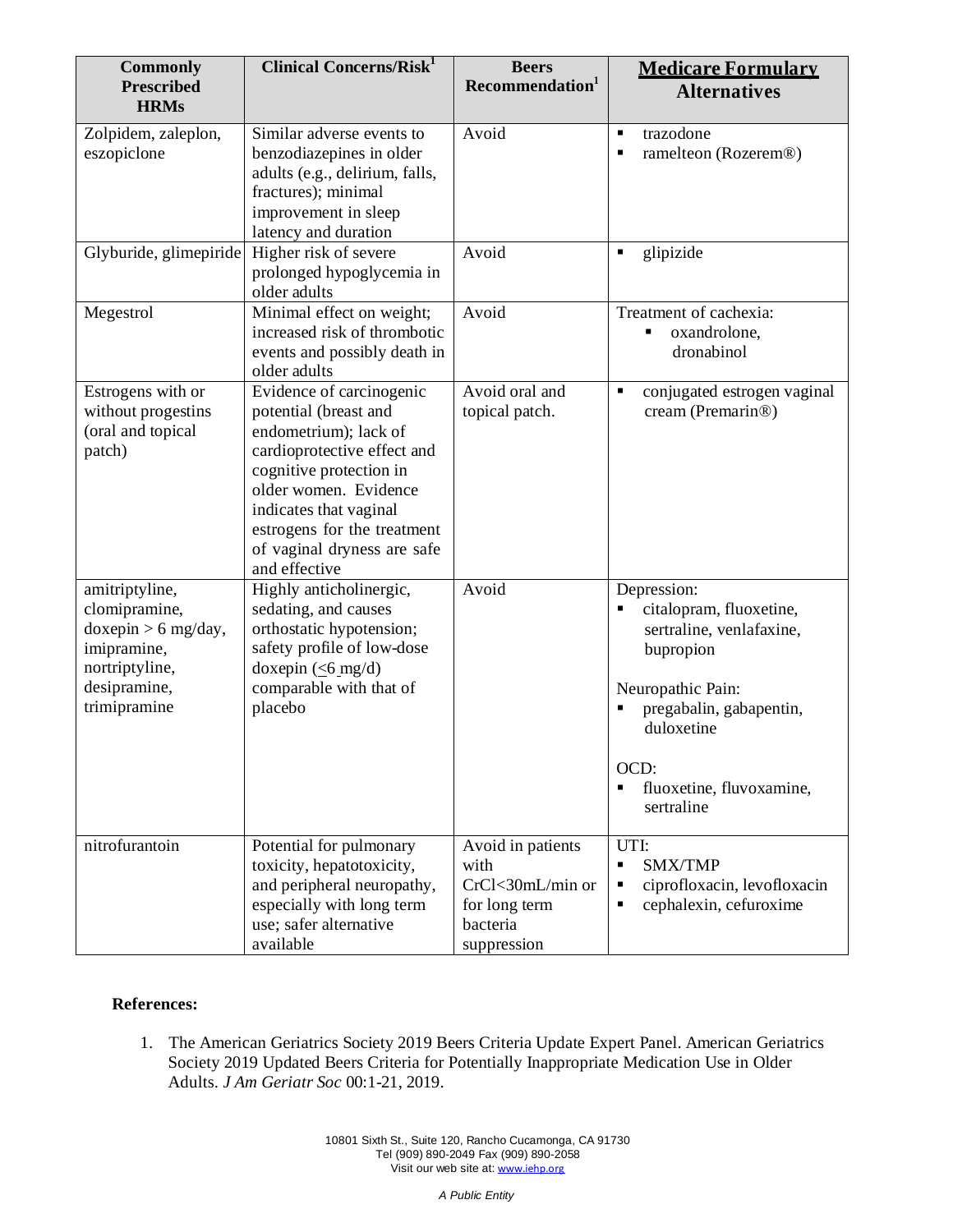| **Commonly Prescribed HRMs** | **Clinical Concerns/Risk[1]** | **Beers Recommendation[1]** | **Medicare Formulary Alternatives** |
|---|---|---|---|
| Zolpidem, zaleplon, eszopiclone | Similar adverse events to benzodiazepines in older adults (e.g., delirium, falls, fractures); minimal improvement in sleep latency and duration | Avoid | ▪ trazodone<br>▪ ramelteon (Rozerem®) |
| Glyburide, glimepiride | Higher risk of severe prolonged hypoglycemia in older adults | Avoid | ▪ glipizide |
| Megestrol | Minimal effect on weight; increased risk of thrombotic events and possibly death in older adults | Avoid | Treatment of cachexia:<br>▪ oxandrolone, dronabinol |
| Estrogens with or without progestins (oral and topical patch) | Evidence of carcinogenic potential (breast and endometrium); lack of cardioprotective effect and cognitive protection in older women. Evidence indicates that vaginal estrogens for the treatment of vaginal dryness are safe and effective | Avoid oral and topical patch. | ▪ conjugated estrogen vaginal cream (Premarin®) |
| amitriptyline, clomipramine, doxepin > 6 mg/day, imipramine, nortriptyline, desipramine, trimipramine | Highly anticholinergic, sedating, and causes orthostatic hypotension; safety profile of low-dose doxepin (≤6 mg/d) comparable with that of placebo | Avoid | Depression:<br>▪ citalopram, fluoxetine, sertraline, venlafaxine, bupropion<br><br>Neuropathic Pain:<br>▪ pregabalin, gabapentin, duloxetine<br><br>OCD:<br>▪ fluoxetine, fluvoxamine, sertraline |
| nitrofurantoin | Potential for pulmonary toxicity, hepatotoxicity, and peripheral neuropathy, especially with long term use; safer alternative available | Avoid in patients with CrCl<30mL/min or for long term bacteria suppression | UTI:<br>▪ SMX/TMP<br>▪ ciprofloxacin, levofloxacin<br>▪ cephalexin, cefuroxime |

**References:**

1. The American Geriatrics Society 2019 Beers Criteria Update Expert Panel. American Geriatrics Society 2019 Updated Beers Criteria for Potentially Inappropriate Medication Use in Older Adults. *J Am Geriatr Soc* 00:1-21, 2019.

10801 Sixth St., Suite 120, Rancho Cucamonga, CA 91730
Tel (909) 890-2049 Fax (909) 890-2058
Visit our web site at: www.iehp.org

*A Public Entity*